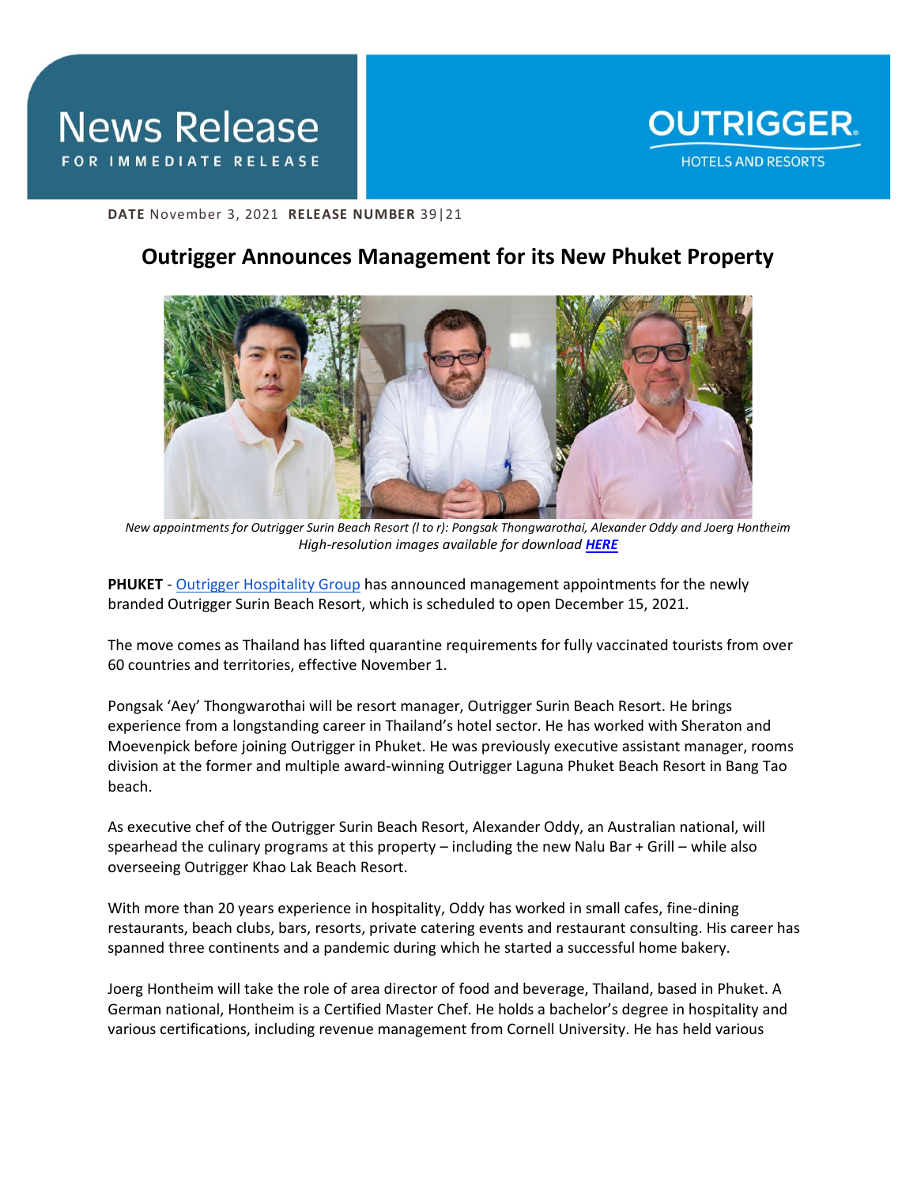# News Release

FOR IMMEDIATE RELEASE

OUTRIGGER HOTELS AND RESORTS

**DATE** November 3, 2021 **RELEASE NUMBER** 39|21

## Outrigger Announces Management for its New Phuket Property

*New appointments for Outrigger Surin Beach Resort (l to r): Pongsak Thongwarothai, Alexander Oddy and Joerg Hontheim*
*High-resolution images available for download* ***HERE***

**PHUKET** - Outrigger Hospitality Group has announced management appointments for the newly branded Outrigger Surin Beach Resort, which is scheduled to open December 15, 2021.

The move comes as Thailand has lifted quarantine requirements for fully vaccinated tourists from over 60 countries and territories, effective November 1.

Pongsak 'Aey' Thongwarothai will be resort manager, Outrigger Surin Beach Resort. He brings experience from a longstanding career in Thailand's hotel sector. He has worked with Sheraton and Moevenpick before joining Outrigger in Phuket. He was previously executive assistant manager, rooms division at the former and multiple award-winning Outrigger Laguna Phuket Beach Resort in Bang Tao beach.

As executive chef of the Outrigger Surin Beach Resort, Alexander Oddy, an Australian national, will spearhead the culinary programs at this property – including the new Nalu Bar + Grill – while also overseeing Outrigger Khao Lak Beach Resort.

With more than 20 years experience in hospitality, Oddy has worked in small cafes, fine-dining restaurants, beach clubs, bars, resorts, private catering events and restaurant consulting. His career has spanned three continents and a pandemic during which he started a successful home bakery.

Joerg Hontheim will take the role of area director of food and beverage, Thailand, based in Phuket. A German national, Hontheim is a Certified Master Chef. He holds a bachelor's degree in hospitality and various certifications, including revenue management from Cornell University. He has held various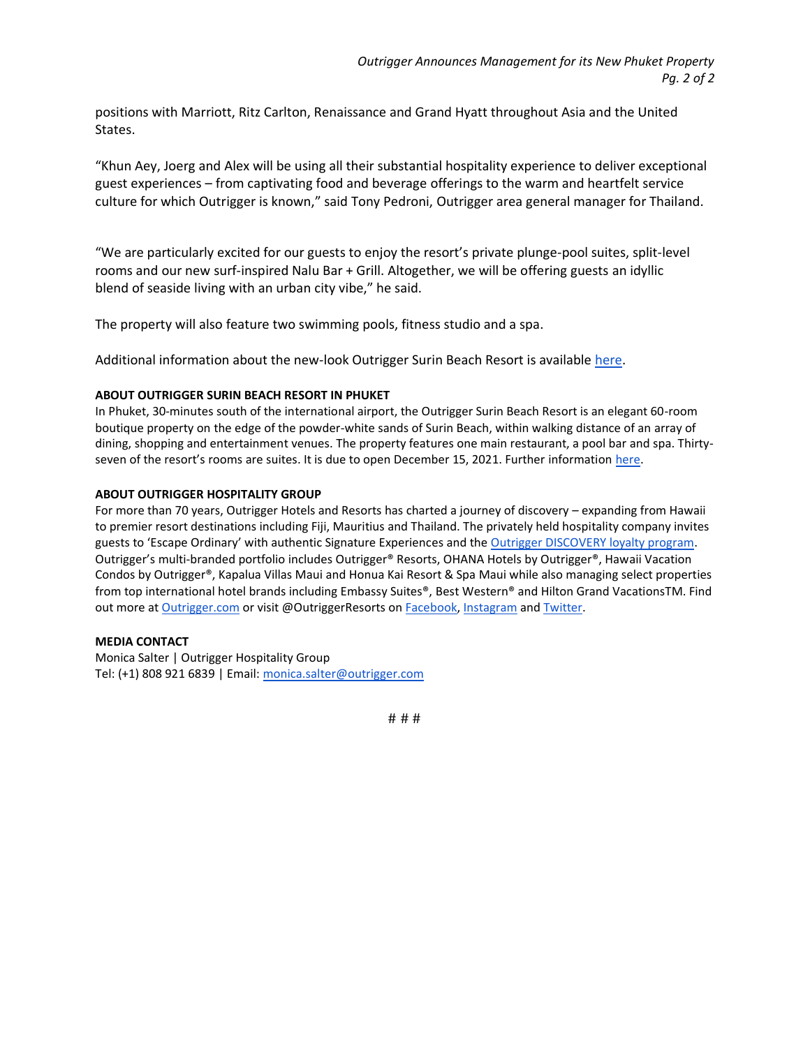positions with Marriott, Ritz Carlton, Renaissance and Grand Hyatt throughout Asia and the United States.

"Khun Aey, Joerg and Alex will be using all their substantial hospitality experience to deliver exceptional guest experiences – from captivating food and beverage offerings to the warm and heartfelt service culture for which Outrigger is known," said Tony Pedroni, Outrigger area general manager for Thailand.

"We are particularly excited for our guests to enjoy the resort's private plunge-pool suites, split-level rooms and our new surf-inspired Nalu Bar + Grill. Altogether, we will be offering guests an idyllic blend of seaside living with an urban city vibe," he said.

The property will also feature two swimming pools, fitness studio and a spa.

Additional information about the new-look Outrigger Surin Beach Resort is available here.

**ABOUT OUTRIGGER SURIN BEACH RESORT IN PHUKET**
In Phuket, 30-minutes south of the international airport, the Outrigger Surin Beach Resort is an elegant 60-room boutique property on the edge of the powder-white sands of Surin Beach, within walking distance of an array of dining, shopping and entertainment venues. The property features one main restaurant, a pool bar and spa. Thirty-seven of the resort's rooms are suites. It is due to open December 15, 2021. Further information here.

**ABOUT OUTRIGGER HOSPITALITY GROUP**
For more than 70 years, Outrigger Hotels and Resorts has charted a journey of discovery – expanding from Hawaii to premier resort destinations including Fiji, Mauritius and Thailand. The privately held hospitality company invites guests to 'Escape Ordinary' with authentic Signature Experiences and the Outrigger DISCOVERY loyalty program. Outrigger's multi-branded portfolio includes Outrigger® Resorts, OHANA Hotels by Outrigger®, Hawaii Vacation Condos by Outrigger®, Kapalua Villas Maui and Honua Kai Resort & Spa Maui while also managing select properties from top international hotel brands including Embassy Suites®, Best Western® and Hilton Grand VacationsTM. Find out more at Outrigger.com or visit @OutriggerResorts on Facebook, Instagram and Twitter.

**MEDIA CONTACT**
Monica Salter | Outrigger Hospitality Group
Tel: (+1) 808 921 6839 | Email: monica.salter@outrigger.com

# # #